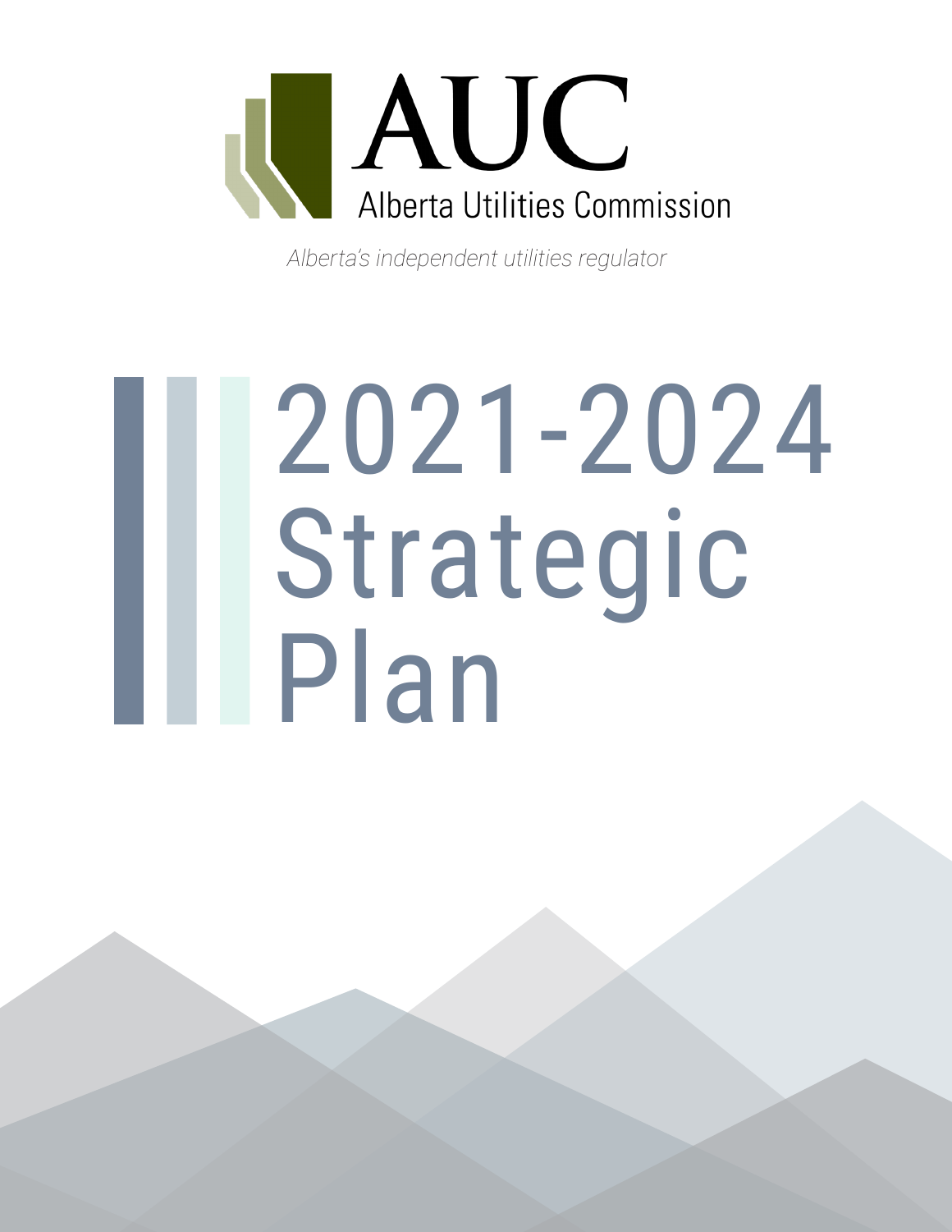AUC

Alberta Utilities Commission

*Alberta's independent utilities regulator*

# 2021-2024 Strategic Plan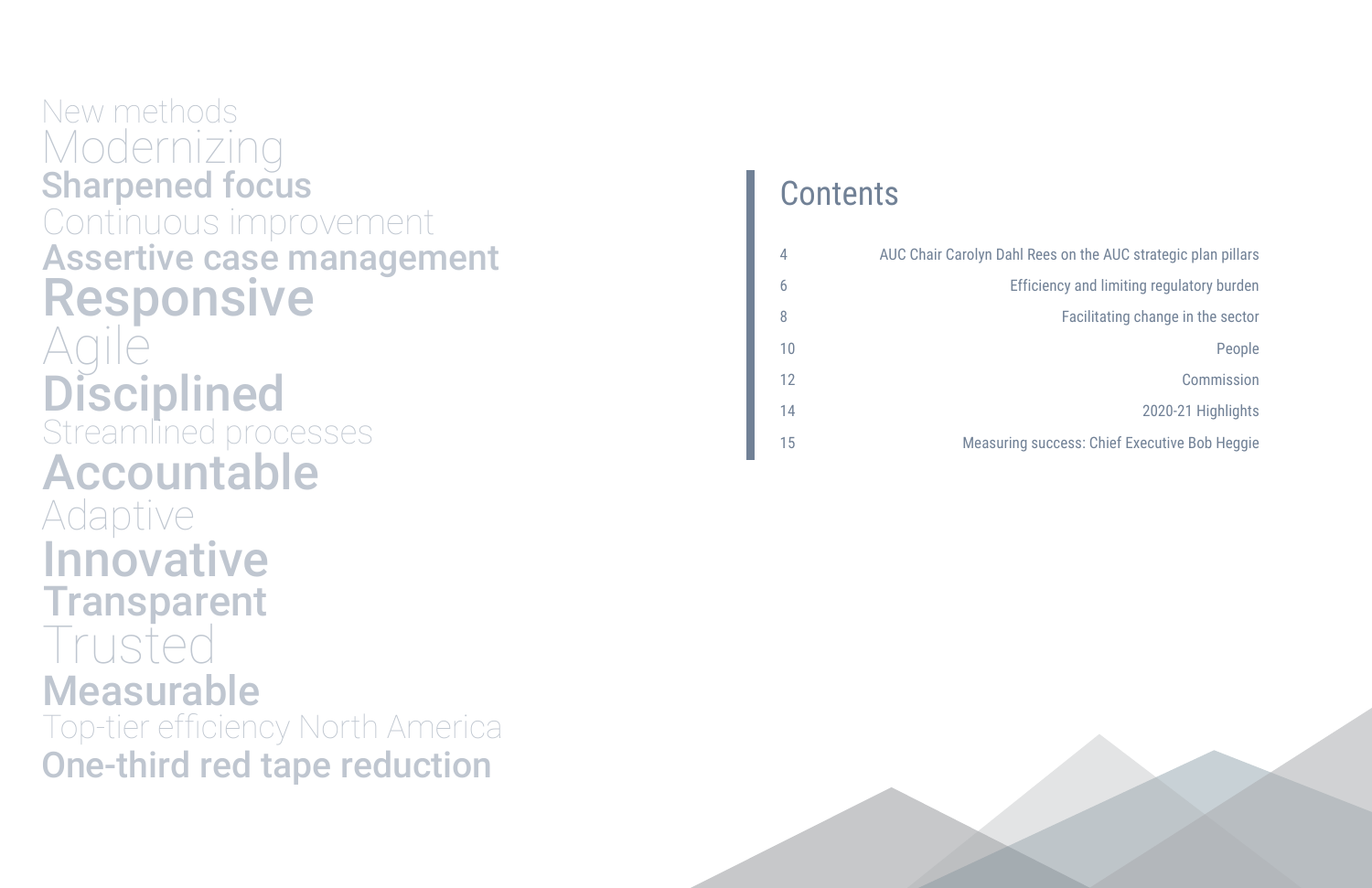New methods
Modernizing
**Sharpened focus**
Continuous improvement
**Assertive case management**
**Responsive**
Agile
**Disciplined**
Streamlined processes
**Accountable**
Adaptive
**Innovative**
**Transparent**
Trusted
**Measurable**
Top-tier efficiency North America
**One-third red tape reduction**

## Contents

| | |
|---|---|
| 4 | AUC Chair Carolyn Dahl Rees on the AUC strategic plan pillars |
| 6 | Efficiency and limiting regulatory burden |
| 8 | Facilitating change in the sector |
| 10 | People |
| 12 | Commission |
| 14 | 2020-21 Highlights |
| 15 | Measuring success: Chief Executive Bob Heggie |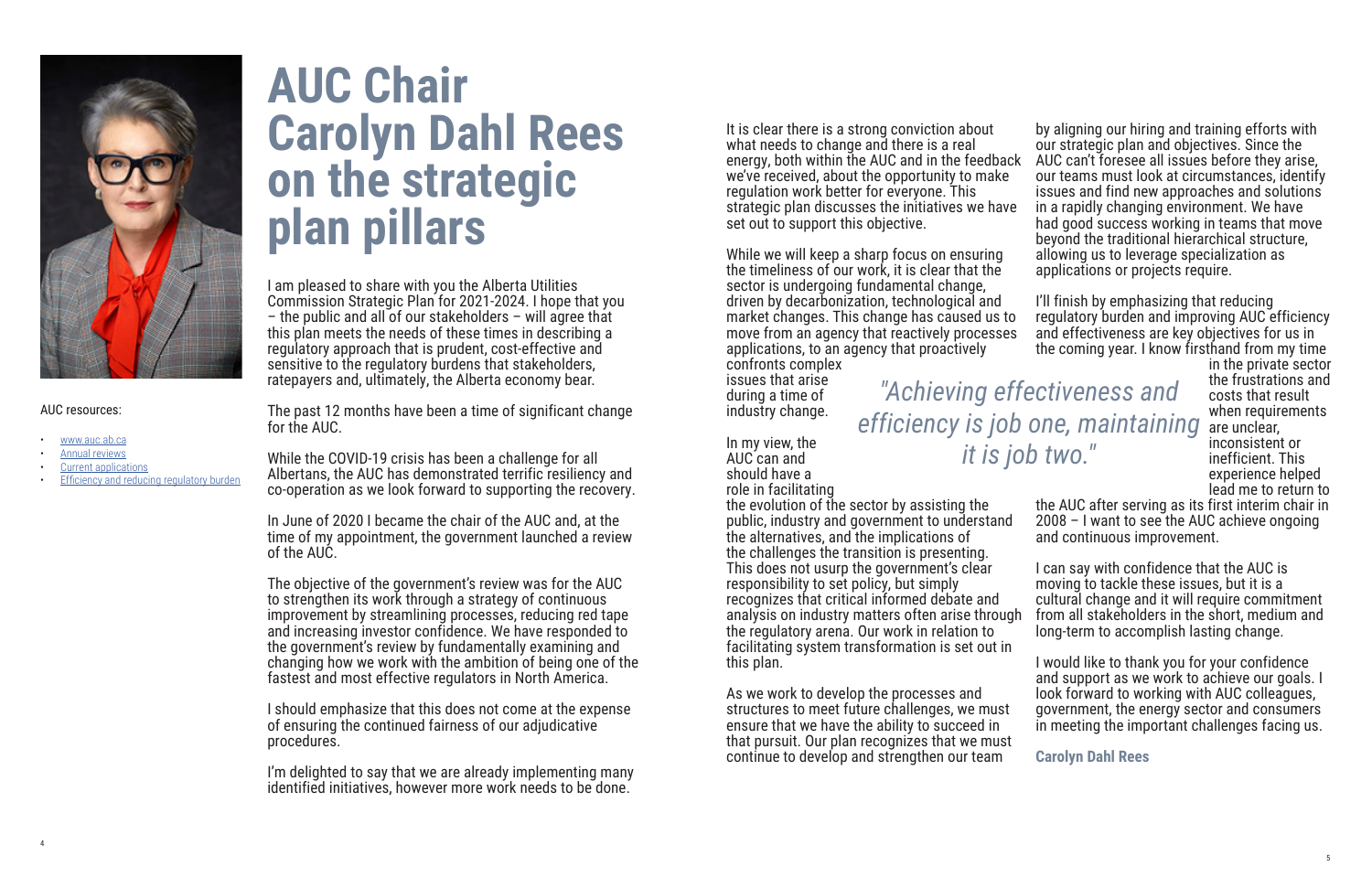# AUC Chair Carolyn Dahl Rees on the strategic plan pillars

AUC resources:

- www.auc.ab.ca
- Annual reviews
- Current applications
- Efficiency and reducing regulatory burden

I am pleased to share with you the Alberta Utilities Commission Strategic Plan for 2021-2024. I hope that you – the public and all of our stakeholders – will agree that this plan meets the needs of these times in describing a regulatory approach that is prudent, cost-effective and sensitive to the regulatory burdens that stakeholders, ratepayers and, ultimately, the Alberta economy bear.

The past 12 months have been a time of significant change for the AUC.

While the COVID-19 crisis has been a challenge for all Albertans, the AUC has demonstrated terrific resiliency and co-operation as we look forward to supporting the recovery.

In June of 2020 I became the chair of the AUC and, at the time of my appointment, the government launched a review of the AUC.

The objective of the government's review was for the AUC to strengthen its work through a strategy of continuous improvement by streamlining processes, reducing red tape and increasing investor confidence. We have responded to the government's review by fundamentally examining and changing how we work with the ambition of being one of the fastest and most effective regulators in North America.

I should emphasize that this does not come at the expense of ensuring the continued fairness of our adjudicative procedures.

I'm delighted to say that we are already implementing many identified initiatives, however more work needs to be done.

It is clear there is a strong conviction about what needs to change and there is a real energy, both within the AUC and in the feedback we've received, about the opportunity to make regulation work better for everyone. This strategic plan discusses the initiatives we have set out to support this objective.

While we will keep a sharp focus on ensuring the timeliness of our work, it is clear that the sector is undergoing fundamental change, driven by decarbonization, technological and market changes. This change has caused us to move from an agency that reactively processes applications, to an agency that proactively confronts complex issues that arise during a time of industry change.

*"Achieving effectiveness and efficiency is job one, maintaining it is job two."*

In my view, the AUC can and should have a role in facilitating the evolution of the sector by assisting the public, industry and government to understand the alternatives, and the implications of the challenges the transition is presenting. This does not usurp the government's clear responsibility to set policy, but simply recognizes that critical informed debate and analysis on industry matters often arise through the regulatory arena. Our work in relation to facilitating system transformation is set out in this plan.

As we work to develop the processes and structures to meet future challenges, we must ensure that we have the ability to succeed in that pursuit. Our plan recognizes that we must continue to develop and strengthen our team by aligning our hiring and training efforts with our strategic plan and objectives. Since the AUC can't foresee all issues before they arise, our teams must look at circumstances, identify issues and find new approaches and solutions in a rapidly changing environment. We have had good success working in teams that move beyond the traditional hierarchical structure, allowing us to leverage specialization as applications or projects require.

I'll finish by emphasizing that reducing regulatory burden and improving AUC efficiency and effectiveness are key objectives for us in the coming year. I know firsthand from my time in the private sector the frustrations and costs that result when requirements are unclear, inconsistent or inefficient. This experience helped lead me to return to the AUC after serving as its first interim chair in 2008 – I want to see the AUC achieve ongoing and continuous improvement.

I can say with confidence that the AUC is moving to tackle these issues, but it is a cultural change and it will require commitment from all stakeholders in the short, medium and long-term to accomplish lasting change.

I would like to thank you for your confidence and support as we work to achieve our goals. I look forward to working with AUC colleagues, government, the energy sector and consumers in meeting the important challenges facing us.

**Carolyn Dahl Rees**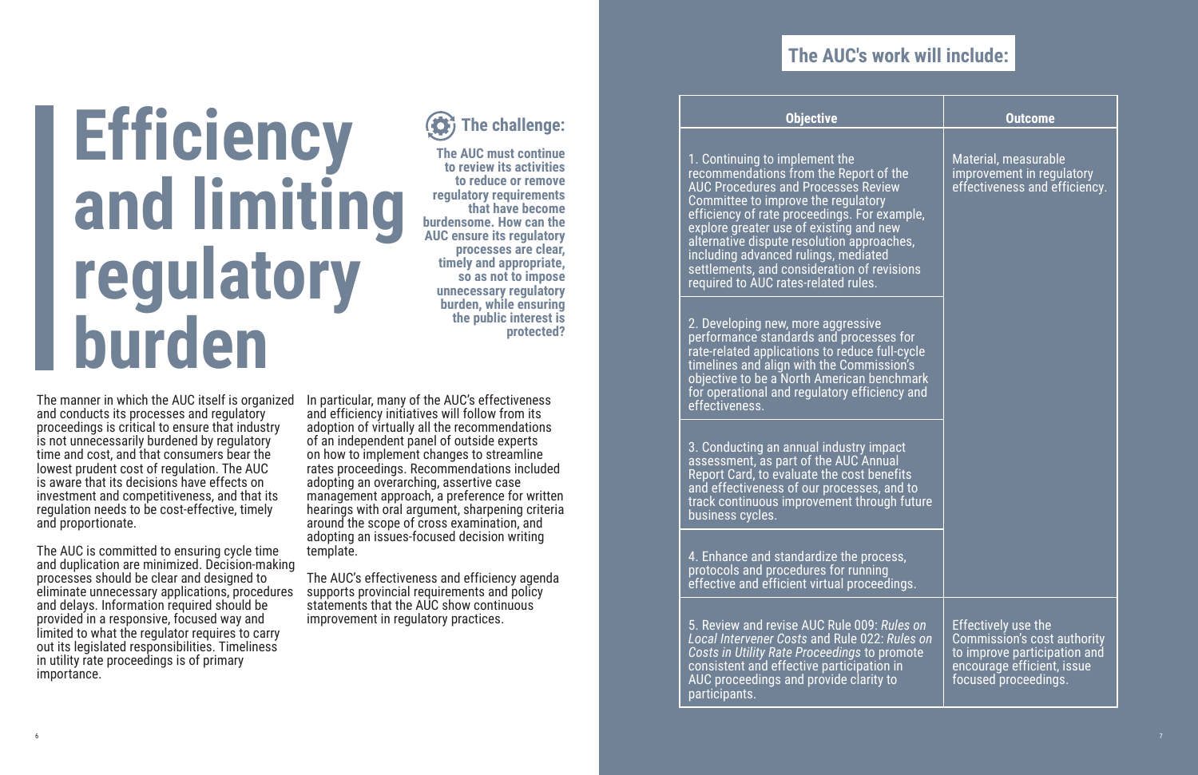# Efficiency and limiting regulatory burden

## The challenge:

**The AUC must continue to review its activities to reduce or remove regulatory requirements that have become burdensome. How can the AUC ensure its regulatory processes are clear, timely and appropriate, so as not to impose unnecessary regulatory burden, while ensuring the public interest is protected?**

The manner in which the AUC itself is organized and conducts its processes and regulatory proceedings is critical to ensure that industry is not unnecessarily burdened by regulatory time and cost, and that consumers bear the lowest prudent cost of regulation. The AUC is aware that its decisions have effects on investment and competitiveness, and that its regulation needs to be cost-effective, timely and proportionate.

The AUC is committed to ensuring cycle time and duplication are minimized. Decision-making processes should be clear and designed to eliminate unnecessary applications, procedures and delays. Information required should be provided in a responsive, focused way and limited to what the regulator requires to carry out its legislated responsibilities. Timeliness in utility rate proceedings is of primary importance.

In particular, many of the AUC's effectiveness and efficiency initiatives will follow from its adoption of virtually all the recommendations of an independent panel of outside experts on how to implement changes to streamline rates proceedings. Recommendations included adopting an overarching, assertive case management approach, a preference for written hearings with oral argument, sharpening criteria around the scope of cross examination, and adopting an issues-focused decision writing template.

The AUC's effectiveness and efficiency agenda supports provincial requirements and policy statements that the AUC show continuous improvement in regulatory practices.

## The AUC's work will include:

| Objective | Outcome |
|---|---|
| 1. Continuing to implement the recommendations from the Report of the AUC Procedures and Processes Review Committee to improve the regulatory efficiency of rate proceedings. For example, explore greater use of existing and new alternative dispute resolution approaches, including advanced rulings, mediated settlements, and consideration of revisions required to AUC rates-related rules. | Material, measurable improvement in regulatory effectiveness and efficiency. |
| 2. Developing new, more aggressive performance standards and processes for rate-related applications to reduce full-cycle timelines and align with the Commission's objective to be a North American benchmark for operational and regulatory efficiency and effectiveness. | |
| 3. Conducting an annual industry impact assessment, as part of the AUC Annual Report Card, to evaluate the cost benefits and effectiveness of our processes, and to track continuous improvement through future business cycles. | |
| 4. Enhance and standardize the process, protocols and procedures for running effective and efficient virtual proceedings. | |
| 5. Review and revise AUC Rule 009: *Rules on Local Intervener Costs* and Rule 022: *Rules on Costs in Utility Rate Proceedings* to promote consistent and effective participation in AUC proceedings and provide clarity to participants. | Effectively use the Commission's cost authority to improve participation and encourage efficient, issue focused proceedings. |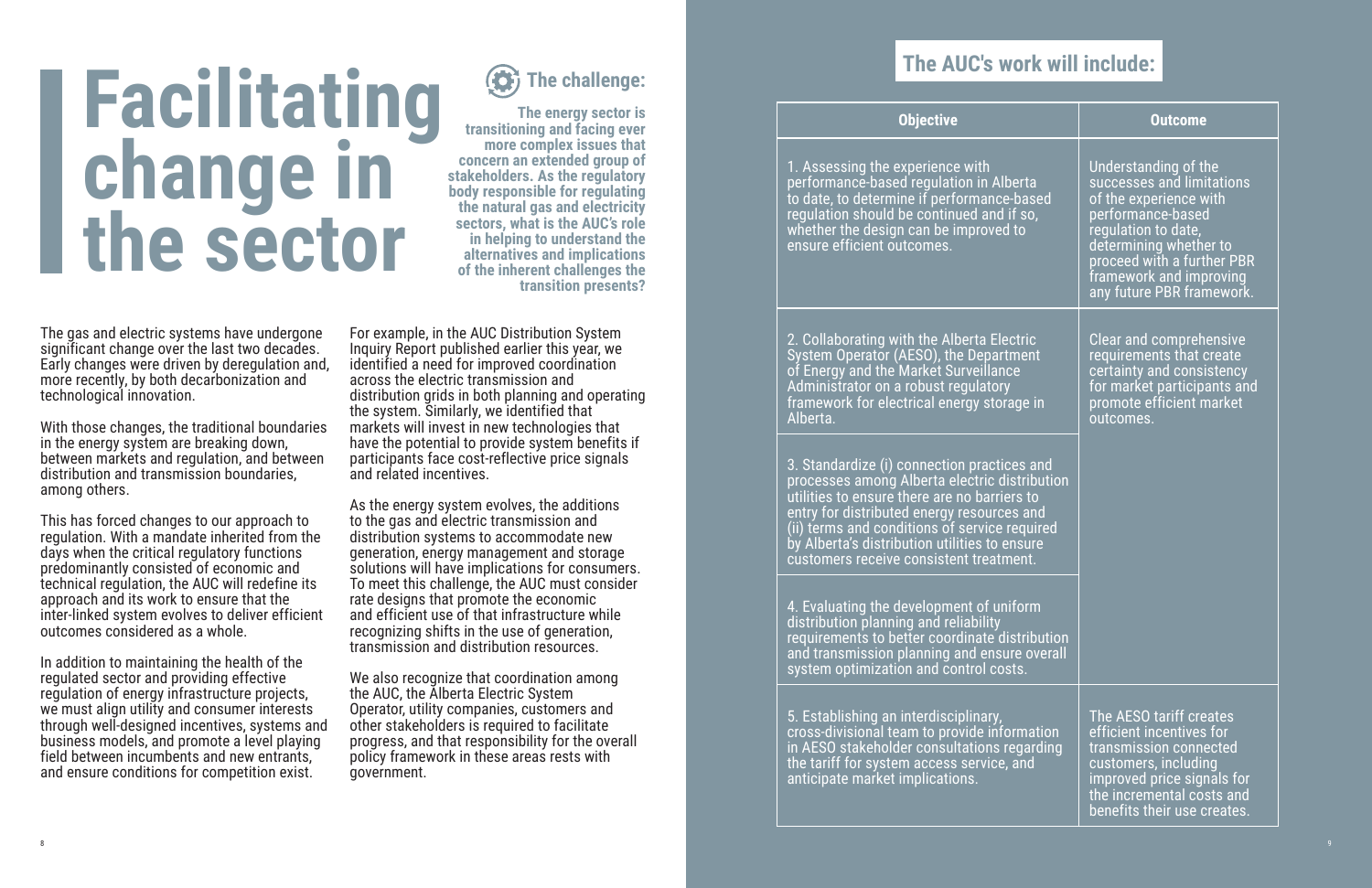# Facilitating change in the sector

## The challenge:

**The energy sector is transitioning and facing ever more complex issues that concern an extended group of stakeholders. As the regulatory body responsible for regulating the natural gas and electricity sectors, what is the AUC's role in helping to understand the alternatives and implications of the inherent challenges the transition presents?**

The gas and electric systems have undergone significant change over the last two decades. Early changes were driven by deregulation and, more recently, by both decarbonization and technological innovation.

With those changes, the traditional boundaries in the energy system are breaking down, between markets and regulation, and between distribution and transmission boundaries, among others.

This has forced changes to our approach to regulation. With a mandate inherited from the days when the critical regulatory functions predominantly consisted of economic and technical regulation, the AUC will redefine its approach and its work to ensure that the inter-linked system evolves to deliver efficient outcomes considered as a whole.

In addition to maintaining the health of the regulated sector and providing effective regulation of energy infrastructure projects, we must align utility and consumer interests through well-designed incentives, systems and business models, and promote a level playing field between incumbents and new entrants, and ensure conditions for competition exist.

For example, in the AUC Distribution System Inquiry Report published earlier this year, we identified a need for improved coordination across the electric transmission and distribution grids in both planning and operating the system. Similarly, we identified that markets will invest in new technologies that have the potential to provide system benefits if participants face cost-reflective price signals and related incentives.

As the energy system evolves, the additions to the gas and electric transmission and distribution systems to accommodate new generation, energy management and storage solutions will have implications for consumers. To meet this challenge, the AUC must consider rate designs that promote the economic and efficient use of that infrastructure while recognizing shifts in the use of generation, transmission and distribution resources.

We also recognize that coordination among the AUC, the Alberta Electric System Operator, utility companies, customers and other stakeholders is required to facilitate progress, and that responsibility for the overall policy framework in these areas rests with government.

## The AUC's work will include:

| Objective | Outcome |
|---|---|
| 1. Assessing the experience with performance-based regulation in Alberta to date, to determine if performance-based regulation should be continued and if so, whether the design can be improved to ensure efficient outcomes. | Understanding of the successes and limitations of the experience with performance-based regulation to date, determining whether to proceed with a further PBR framework and improving any future PBR framework. |
| 2. Collaborating with the Alberta Electric System Operator (AESO), the Department of Energy and the Market Surveillance Administrator on a robust regulatory framework for electrical energy storage in Alberta. | Clear and comprehensive requirements that create certainty and consistency for market participants and promote efficient market outcomes. |
| 3. Standardize (i) connection practices and processes among Alberta electric distribution utilities to ensure there are no barriers to entry for distributed energy resources and (ii) terms and conditions of service required by Alberta's distribution utilities to ensure customers receive consistent treatment. | |
| 4. Evaluating the development of uniform distribution planning and reliability requirements to better coordinate distribution and transmission planning and ensure overall system optimization and control costs. | |
| 5. Establishing an interdisciplinary, cross-divisional team to provide information in AESO stakeholder consultations regarding the tariff for system access service, and anticipate market implications. | The AESO tariff creates efficient incentives for transmission connected customers, including improved price signals for the incremental costs and benefits their use creates. |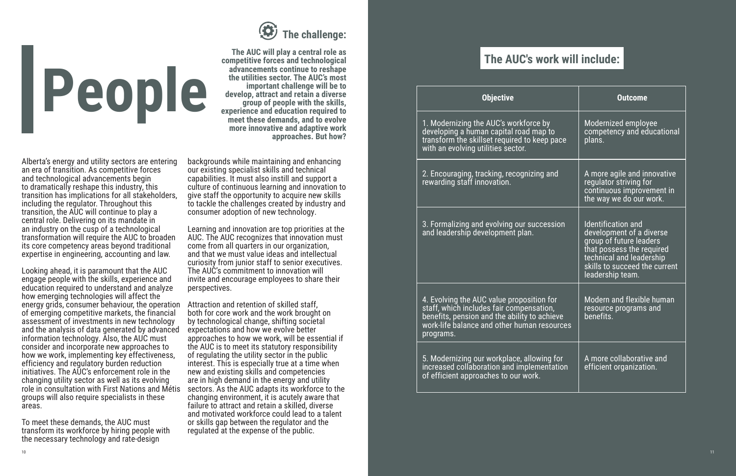# People

## The challenge:

**The AUC will play a central role as competitive forces and technological advancements continue to reshape the utilities sector. The AUC's most important challenge will be to develop, attract and retain a diverse group of people with the skills, experience and education required to meet these demands, and to evolve more innovative and adaptive work approaches. But how?**

Alberta's energy and utility sectors are entering an era of transition. As competitive forces and technological advancements begin to dramatically reshape this industry, this transition has implications for all stakeholders, including the regulator. Throughout this transition, the AUC will continue to play a central role. Delivering on its mandate in an industry on the cusp of a technological transformation will require the AUC to broaden its core competency areas beyond traditional expertise in engineering, accounting and law.

Looking ahead, it is paramount that the AUC engage people with the skills, experience and education required to understand and analyze how emerging technologies will affect the energy grids, consumer behaviour, the operation of emerging competitive markets, the financial assessment of investments in new technology and the analysis of data generated by advanced information technology. Also, the AUC must consider and incorporate new approaches to how we work, implementing key effectiveness, efficiency and regulatory burden reduction initiatives. The AUC's enforcement role in the changing utility sector as well as its evolving role in consultation with First Nations and Métis groups will also require specialists in these areas.

To meet these demands, the AUC must transform its workforce by hiring people with the necessary technology and rate-design backgrounds while maintaining and enhancing our existing specialist skills and technical capabilities. It must also instill and support a culture of continuous learning and innovation to give staff the opportunity to acquire new skills to tackle the challenges created by industry and consumer adoption of new technology.

Learning and innovation are top priorities at the AUC. The AUC recognizes that innovation must come from all quarters in our organization, and that we must value ideas and intellectual curiosity from junior staff to senior executives. The AUC's commitment to innovation will invite and encourage employees to share their perspectives.

Attraction and retention of skilled staff, both for core work and the work brought on by technological change, shifting societal expectations and how we evolve better approaches to how we work, will be essential if the AUC is to meet its statutory responsibility of regulating the utility sector in the public interest. This is especially true at a time when new and existing skills and competencies are in high demand in the energy and utility sectors. As the AUC adapts its workforce to the changing environment, it is acutely aware that failure to attract and retain a skilled, diverse and motivated workforce could lead to a talent or skills gap between the regulator and the regulated at the expense of the public.

## The AUC's work will include:

| Objective | Outcome |
|---|---|
| 1. Modernizing the AUC's workforce by developing a human capital road map to transform the skillset required to keep pace with an evolving utilities sector. | Modernized employee competency and educational plans. |
| 2. Encouraging, tracking, recognizing and rewarding staff innovation. | A more agile and innovative regulator striving for continuous improvement in the way we do our work. |
| 3. Formalizing and evolving our succession and leadership development plan. | Identification and development of a diverse group of future leaders that possess the required technical and leadership skills to succeed the current leadership team. |
| 4. Evolving the AUC value proposition for staff, which includes fair compensation, benefits, pension and the ability to achieve work-life balance and other human resources programs. | Modern and flexible human resource programs and benefits. |
| 5. Modernizing our workplace, allowing for increased collaboration and implementation of efficient approaches to our work. | A more collaborative and efficient organization. |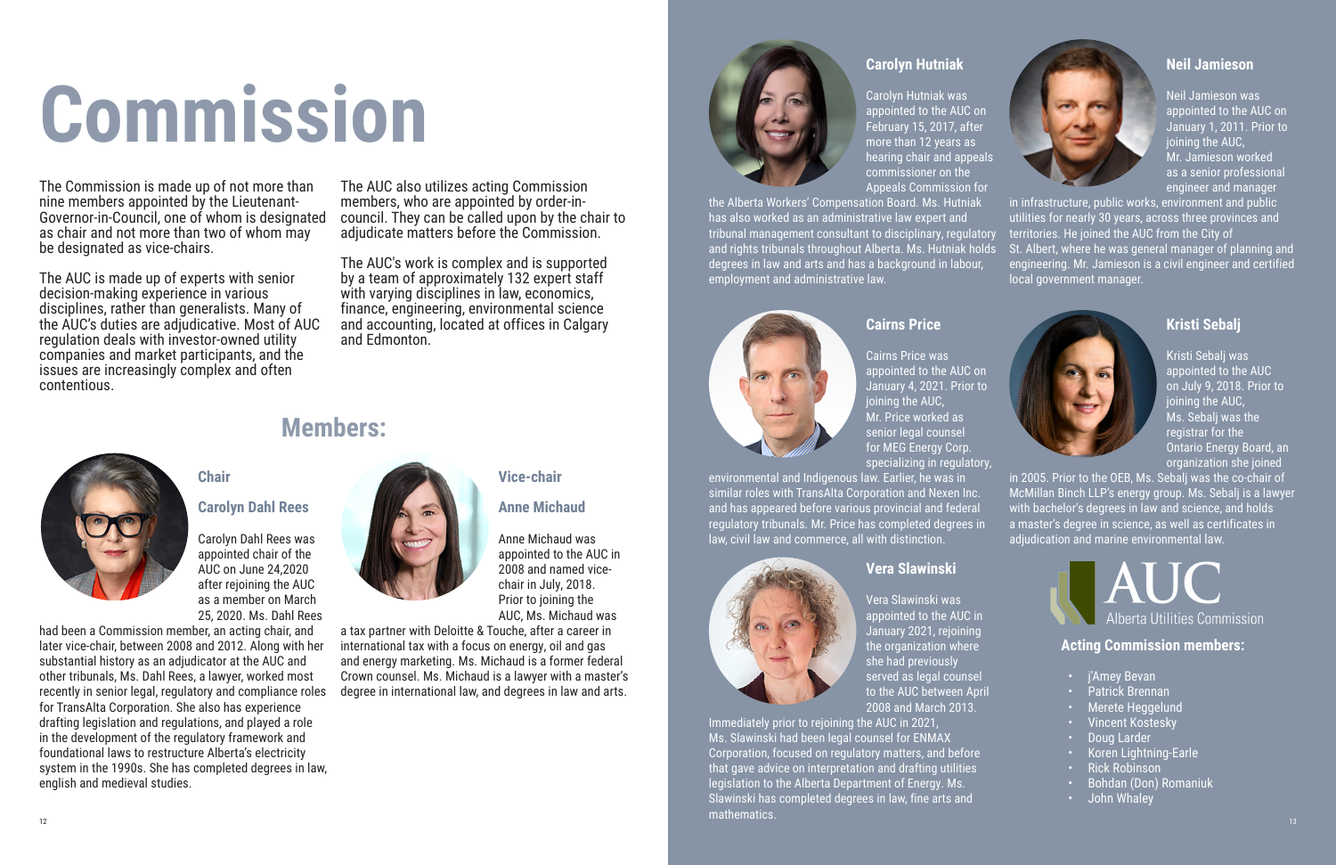# Commission

The Commission is made up of not more than nine members appointed by the Lieutenant-Governor-in-Council, one of whom is designated as chair and not more than two of whom may be designated as vice-chairs.

The AUC is made up of experts with senior decision-making experience in various disciplines, rather than generalists. Many of the AUC's duties are adjudicative. Most of AUC regulation deals with investor-owned utility companies and market participants, and the issues are increasingly complex and often contentious.

The AUC also utilizes acting Commission members, who are appointed by order-in-council. They can be called upon by the chair to adjudicate matters before the Commission.

The AUC's work is complex and is supported by a team of approximately 132 expert staff with varying disciplines in law, economics, finance, engineering, environmental science and accounting, located at offices in Calgary and Edmonton.

## Members:

### Chair

### Carolyn Dahl Rees

Carolyn Dahl Rees was appointed chair of the AUC on June 24,2020 after rejoining the AUC as a member on March 25, 2020. Ms. Dahl Rees had been a Commission member, an acting chair, and later vice-chair, between 2008 and 2012. Along with her substantial history as an adjudicator at the AUC and other tribunals, Ms. Dahl Rees, a lawyer, worked most recently in senior legal, regulatory and compliance roles for TransAlta Corporation. She also has experience drafting legislation and regulations, and played a role in the development of the regulatory framework and foundational laws to restructure Alberta's electricity system in the 1990s. She has completed degrees in law, english and medieval studies.

### Vice-chair

### Anne Michaud

Anne Michaud was appointed to the AUC in 2008 and named vice-chair in July, 2018. Prior to joining the AUC, Ms. Michaud was a tax partner with Deloitte & Touche, after a career in international tax with a focus on energy, oil and gas and energy marketing. Ms. Michaud is a former federal Crown counsel. Ms. Michaud is a lawyer with a master's degree in international law, and degrees in law and arts.

### Carolyn Hutniak

Carolyn Hutniak was appointed to the AUC on February 15, 2017, after more than 12 years as hearing chair and appeals commissioner on the Appeals Commission for the Alberta Workers' Compensation Board. Ms. Hutniak has also worked as an administrative law expert and tribunal management consultant to disciplinary, regulatory and rights tribunals throughout Alberta. Ms. Hutniak holds degrees in law and arts and has a background in labour, employment and administrative law.

### Neil Jamieson

Neil Jamieson was appointed to the AUC on January 1, 2011. Prior to joining the AUC, Mr. Jamieson worked as a senior professional engineer and manager in infrastructure, public works, environment and public utilities for nearly 30 years, across three provinces and territories. He joined the AUC from the City of St. Albert, where he was general manager of planning and engineering. Mr. Jamieson is a civil engineer and certified local government manager.

### Cairns Price

Cairns Price was appointed to the AUC on January 4, 2021. Prior to joining the AUC, Mr. Price worked as senior legal counsel for MEG Energy Corp. specializing in regulatory, environmental and Indigenous law. Earlier, he was in similar roles with TransAlta Corporation and Nexen Inc. and has appeared before various provincial and federal regulatory tribunals. Mr. Price has completed degrees in law, civil law and commerce, all with distinction.

### Kristi Sebalj

Kristi Sebalj was appointed to the AUC on July 9, 2018. Prior to joining the AUC, Ms. Sebalj was the registrar for the Ontario Energy Board, an organization she joined in 2005. Prior to the OEB, Ms. Sebalj was the co-chair of McMillan Binch LLP's energy group. Ms. Sebalj is a lawyer with bachelor's degrees in law and science, and holds a master's degree in science, as well as certificates in adjudication and marine environmental law.

### Vera Slawinski

Vera Slawinski was appointed to the AUC in January 2021, rejoining the organization where she had previously served as legal counsel to the AUC between April 2008 and March 2013. Immediately prior to rejoining the AUC in 2021, Ms. Slawinski had been legal counsel for ENMAX Corporation, focused on regulatory matters, and before that gave advice on interpretation and drafting utilities legislation to the Alberta Department of Energy. Ms. Slawinski has completed degrees in law, fine arts and mathematics.

AUC Alberta Utilities Commission

### Acting Commission members:

- j'Amey Bevan
- Patrick Brennan
- Merete Heggelund
- Vincent Kostesky
- Doug Larder
- Koren Lightning-Earle
- Rick Robinson
- Bohdan (Don) Romaniuk
- John Whaley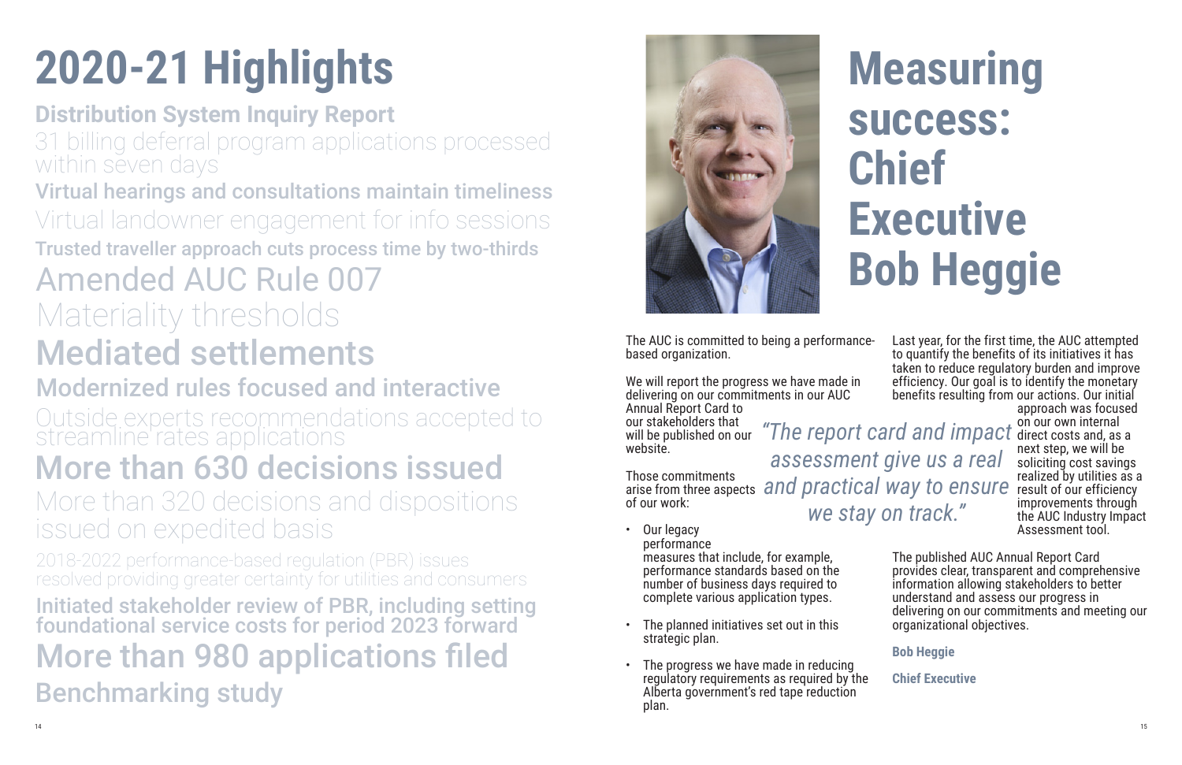# 2020-21 Highlights

**Distribution System Inquiry Report**

31 billing deferral program applications processed within seven days

**Virtual hearings and consultations maintain timeliness**

Virtual landowner engagement for info sessions

**Trusted traveller approach cuts process time by two-thirds**

Amended AUC Rule 007

Materiality thresholds

Mediated settlements

Modernized rules focused and interactive

Outside experts recommendations accepted to streamline rates applications

More than 630 decisions issued

More than 320 decisions and dispositions issued on expedited basis

2018-2022 performance-based regulation (PBR) issues resolved providing greater certainty for utilities and consumers

**Initiated stakeholder review of PBR, including setting foundational service costs for period 2023 forward**

More than 980 applications filed

Benchmarking study

# Measuring success: Chief Executive Bob Heggie

The AUC is committed to being a performance-based organization.

We will report the progress we have made in delivering on our commitments in our AUC Annual Report Card to our stakeholders that will be published on our website.

Those commitments arise from three aspects of our work:

- Our legacy performance measures that include, for example, performance standards based on the number of business days required to complete various application types.
- The planned initiatives set out in this strategic plan.
- The progress we have made in reducing regulatory requirements as required by the Alberta government's red tape reduction plan.

*"The report card and impact assessment give us a real and practical way to ensure we stay on track."*

Last year, for the first time, the AUC attempted to quantify the benefits of its initiatives it has taken to reduce regulatory burden and improve efficiency. Our goal is to identify the monetary benefits resulting from our actions. Our initial approach was focused on our own internal direct costs and, as a next step, we will be soliciting cost savings realized by utilities as a result of our efficiency improvements through the AUC Industry Impact Assessment tool.

The published AUC Annual Report Card provides clear, transparent and comprehensive information allowing stakeholders to better understand and assess our progress in delivering on our commitments and meeting our organizational objectives.

**Bob Heggie**

**Chief Executive**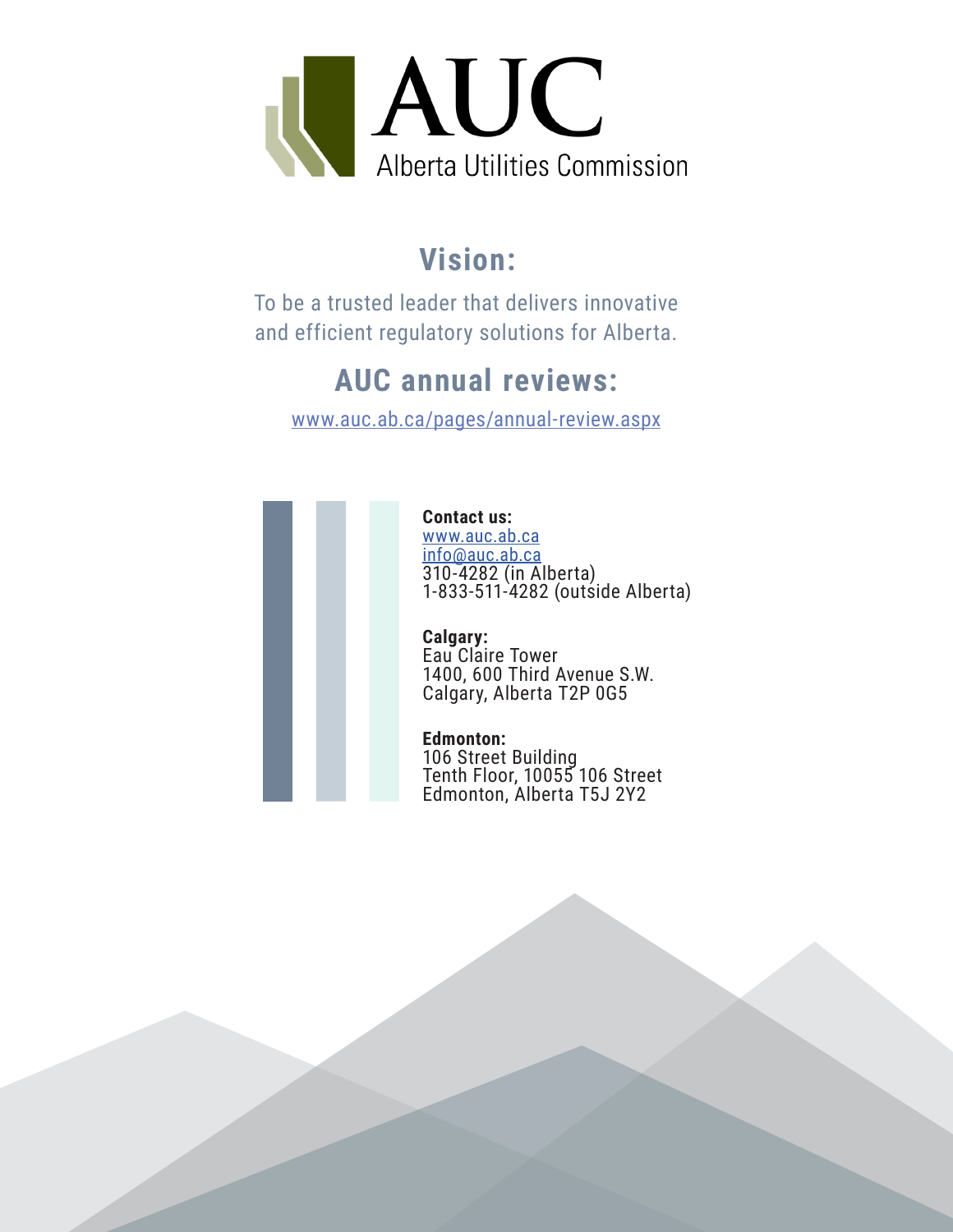AUC

Alberta Utilities Commission

## Vision:

To be a trusted leader that delivers innovative and efficient regulatory solutions for Alberta.

## AUC annual reviews:

www.auc.ab.ca/pages/annual-review.aspx

**Contact us:**
www.auc.ab.ca
info@auc.ab.ca
310-4282 (in Alberta)
1-833-511-4282 (outside Alberta)

**Calgary:**
Eau Claire Tower
1400, 600 Third Avenue S.W.
Calgary, Alberta T2P 0G5

**Edmonton:**
106 Street Building
Tenth Floor, 10055 106 Street
Edmonton, Alberta T5J 2Y2